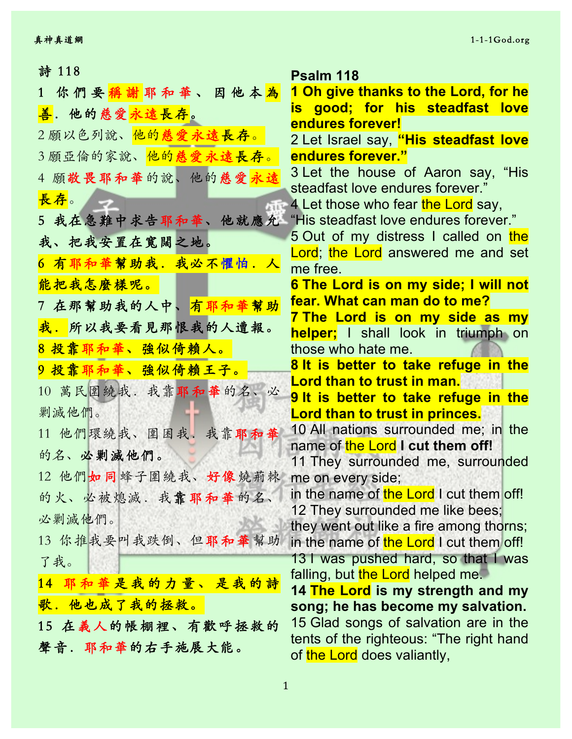# 詩 118

1 你們要稱謝耶和華、因他本為善．他的慈愛永遠長存。

2 願以色列說、他的慈愛永遠長存。

3 願亞倫的家說、他的慈愛永遠長存。

4 願敬畏耶和華的說、他的慈愛永遠長存。

5 我在急難中求告耶和華、他就應允我、把我安置在寬闊之地。

6 有耶和華幫助我．我必不懼怕．人能把我怎麼樣呢。

7 在那幫助我的人中、有耶和華幫助我．所以我要看見那恨我的人遭報。

8 投靠耶和華、強似倚賴人。

9 投靠耶和華、強似倚賴王子。

10 萬民圍繞我．我靠耶和華的名、必剿滅他們。

11 他們環繞我、圍困我．我靠耶和華的名、必剿滅他們。

12 他們如同蜂子圍繞我、好像燒荊棘的火、必被熄滅．我靠耶和華的名、必剿滅他們。

13 你推我要叫我跌倒、但耶和華幫助了我。

14 耶和華是我的力量、是我的詩歌．他也成了我的拯救。

15 在義人的帳棚裡、有歡呼拯救的聲音．耶和華的右手施展大能。

# Psalm 118

**1 Oh give thanks to the Lord, for he is good; for his steadfast love endures forever!**

2 Let Israel say, **"His steadfast love endures forever."**

3 Let the house of Aaron say, "His steadfast love endures forever."

4 Let those who fear the Lord say, "His steadfast love endures forever."

5 Out of my distress I called on the Lord; the Lord answered me and set me free.

**6 The Lord is on my side; I will not fear. What can man do to me?**

**7 The Lord is on my side as my helper;** I shall look in triumph on those who hate me.

**8 It is better to take refuge in the Lord than to trust in man.**

**9 It is better to take refuge in the Lord than to trust in princes.**

10 All nations surrounded me; in the name of the Lord **I cut them off!**

11 They surrounded me, surrounded me on every side;
in the name of the Lord I cut them off!

12 They surrounded me like bees;
they went out like a fire among thorns;
in the name of the Lord I cut them off!

13 I was pushed hard, so that I was falling, but the Lord helped me.

**14 The Lord is my strength and my song; he has become my salvation.**

15 Glad songs of salvation are in the tents of the righteous: "The right hand of the Lord does valiantly,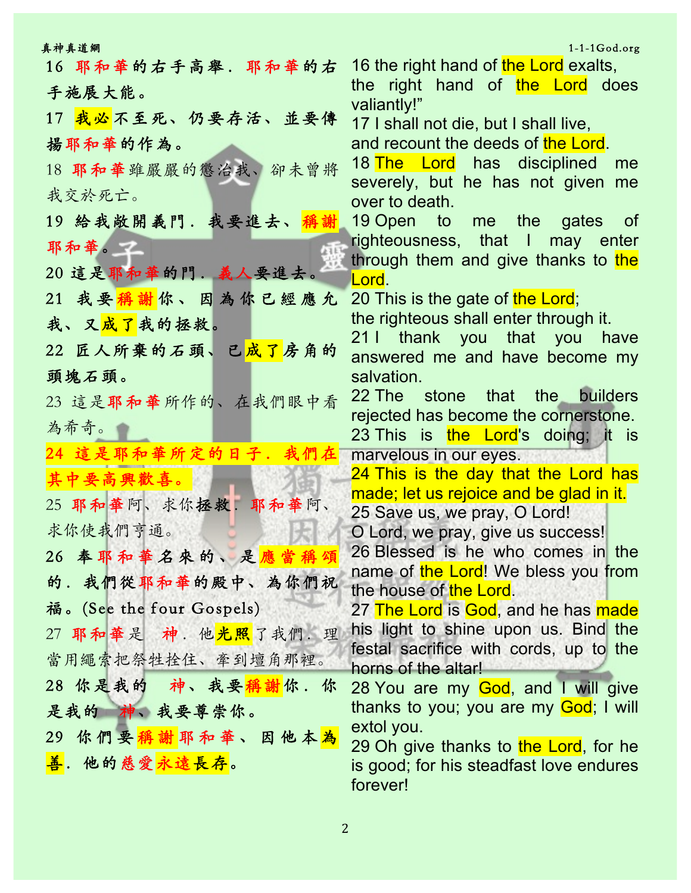16 耶和華的右手高舉．耶和華的右手施展大能。

16 the right hand of the Lord exalts, the right hand of the Lord does valiantly!"

17 我必不至死、仍要存活、並要傳揚耶和華的作為。

17 I shall not die, but I shall live, and recount the deeds of the Lord.

18 耶和華雖嚴嚴的懲治我、卻未曾將我交於死亡。

18 The Lord has disciplined me severely, but he has not given me over to death.

19 給我敞開義門．我要進去、稱謝耶和華。

19 Open to me the gates of righteousness, that I may enter through them and give thanks to the Lord.

20 這是耶和華的門．義人要進去。

20 This is the gate of the Lord; the righteous shall enter through it.

21 我要稱謝你、因為你已經應允我、又成了我的拯救。

21 I thank you that you have answered me and have become my salvation.

22 匠人所棄的石頭、已成了房角的頭塊石頭。

22 The stone that the builders rejected has become the cornerstone.

23 這是耶和華所作的、在我們眼中看為希奇。

23 This is the Lord's doing; it is marvelous in our eyes.

24 這是耶和華所定的日子．我們在其中要高興歡喜。

24 This is the day that the Lord has made; let us rejoice and be glad in it.

25 耶和華阿、求你拯救．耶和華阿、求你使我們亨通。

25 Save us, we pray, O Lord! O Lord, we pray, give us success!

26 奉耶和華名來的、是應當稱頌的．我們從耶和華的殿中、為你們祝福。(See the four Gospels)

26 Blessed is he who comes in the name of the Lord! We bless you from the house of the Lord.

27 耶和華是　神．他光照了我們．理當用繩索把祭牲拴住、牽到壇角那裡。

27 The Lord is God, and he has made his light to shine upon us. Bind the festal sacrifice with cords, up to the horns of the altar!

28 你是我的　神、我要稱謝你．你是我的　神、我要尊崇你。

28 You are my God, and I will give thanks to you; you are my God; I will extol you.

29 你們要稱謝耶和華、因他本為善．他的慈愛永遠長存。

29 Oh give thanks to the Lord, for he is good; for his steadfast love endures forever!